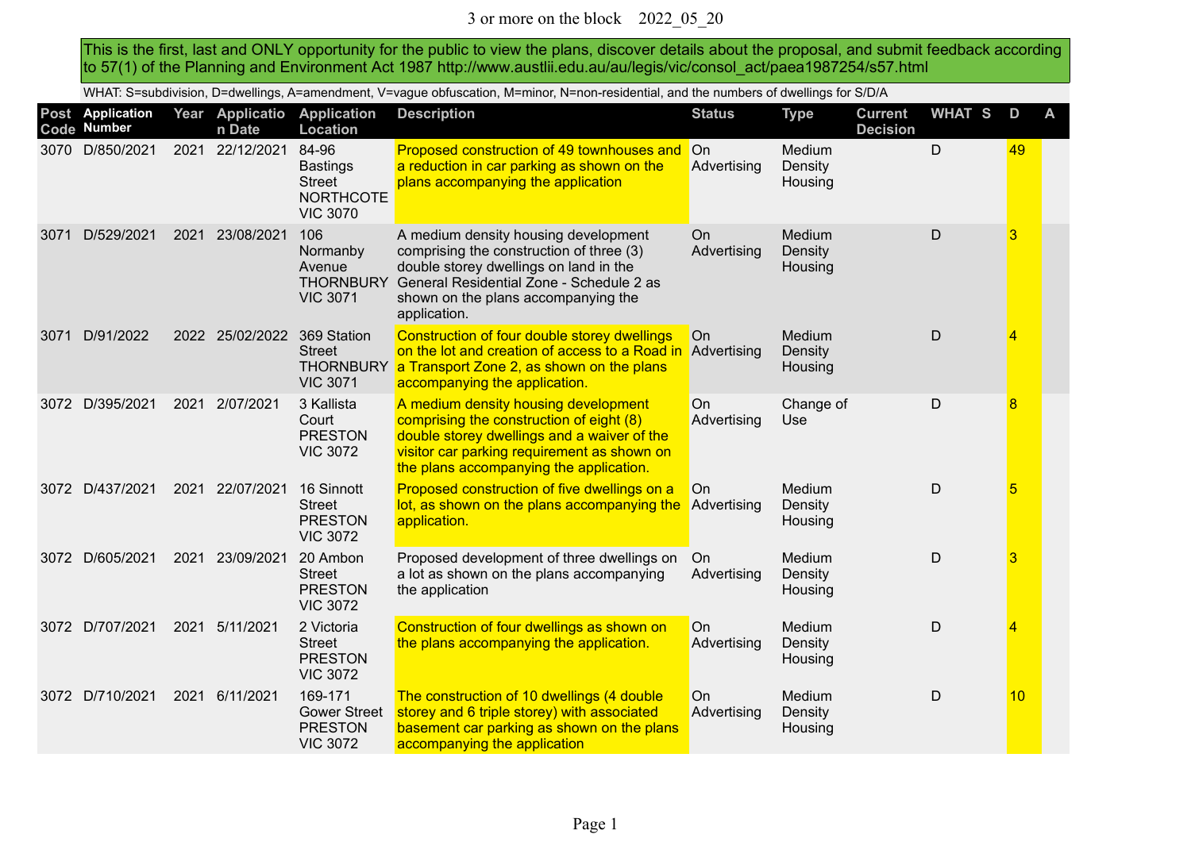# 3 or more on the block 2022_05_20

This is the first, last and ONLY opportunity for the public to view the plans, discover details about the proposal, and submit feedback according to 57(1) of the Planning and Environment Act 1987 http://www.austlii.edu.au/au/legis/vic/consol_act/paea1987254/s57.html

WHAT: S=subdivision, D=dwellings, A=amendment, V=vague obfuscation, M=minor, N=non-residential, and the numbers of dwellings for S/D/A

| Post Code | Application Number | Year | Application Date | Application Location | Description | Status | Type | Current Decision | WHAT | S | D | A |
|---|---|---|---|---|---|---|---|---|---|---|---|---|
| 3070 | D/850/2021 | 2021 | 22/12/2021 | 84-96 Bastings Street NORTHCOTE VIC 3070 | Proposed construction of 49 townhouses and a reduction in car parking as shown on the plans accompanying the application | On Advertising | Medium Density Housing | | D | | 49 | |
| 3071 | D/529/2021 | 2021 | 23/08/2021 | 106 Normanby Avenue THORNBURY VIC 3071 | A medium density housing development comprising the construction of three (3) double storey dwellings on land in the General Residential Zone - Schedule 2 as shown on the plans accompanying the application. | On Advertising | Medium Density Housing | | D | | 3 | |
| 3071 | D/91/2022 | 2022 | 25/02/2022 | 369 Station Street THORNBURY VIC 3071 | Construction of four double storey dwellings on the lot and creation of access to a Road in a Transport Zone 2, as shown on the plans accompanying the application. | On Advertising | Medium Density Housing | | D | | 4 | |
| 3072 | D/395/2021 | 2021 | 2/07/2021 | 3 Kallista Court PRESTON VIC 3072 | A medium density housing development comprising the construction of eight (8) double storey dwellings and a waiver of the visitor car parking requirement as shown on the plans accompanying the application. | On Advertising | Change of Use | | D | | 8 | |
| 3072 | D/437/2021 | 2021 | 22/07/2021 | 16 Sinnott Street PRESTON VIC 3072 | Proposed construction of five dwellings on a lot, as shown on the plans accompanying the application. | On Advertising | Medium Density Housing | | D | | 5 | |
| 3072 | D/605/2021 | 2021 | 23/09/2021 | 20 Ambon Street PRESTON VIC 3072 | Proposed development of three dwellings on a lot as shown on the plans accompanying the application | On Advertising | Medium Density Housing | | D | | 3 | |
| 3072 | D/707/2021 | 2021 | 5/11/2021 | 2 Victoria Street PRESTON VIC 3072 | Construction of four dwellings as shown on the plans accompanying the application. | On Advertising | Medium Density Housing | | D | | 4 | |
| 3072 | D/710/2021 | 2021 | 6/11/2021 | 169-171 Gower Street PRESTON VIC 3072 | The construction of 10 dwellings (4 double storey and 6 triple storey) with associated basement car parking as shown on the plans accompanying the application | On Advertising | Medium Density Housing | | D | | 10 | |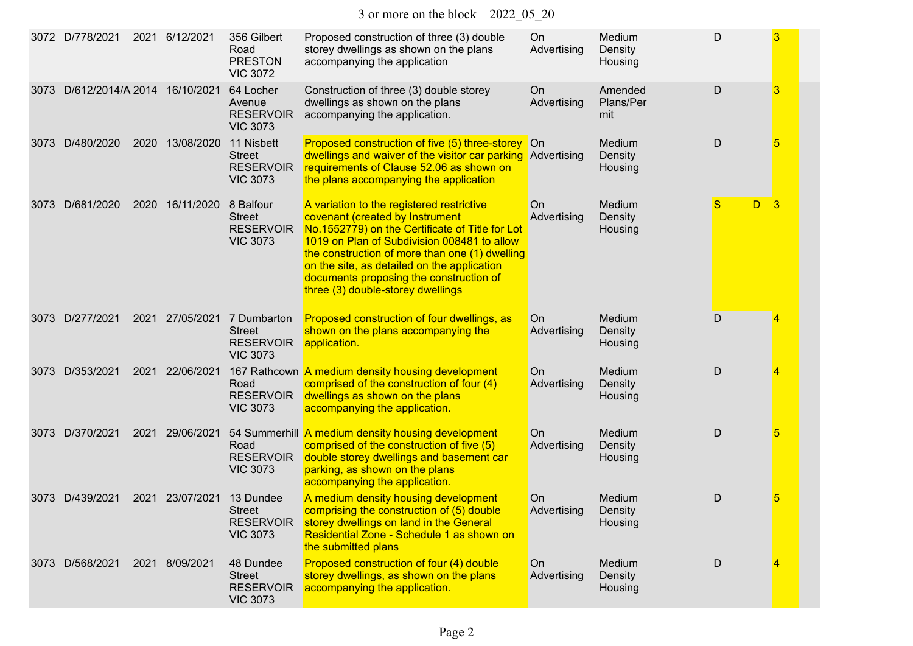# 3 or more on the block 2022_05_20

| | | | | | | | | | | |
|---|---|---|---|---|---|---|---|---|---|---|
| 3072 | D/778/2021 | 2021 | 6/12/2021 | 356 Gilbert Road PRESTON VIC 3072 | Proposed construction of three (3) double storey dwellings as shown on the plans accompanying the application | On Advertising | Medium Density Housing | D | | 3 |
| 3073 | D/612/2014/A | 2014 | 16/10/2021 | 64 Locher Avenue RESERVOIR VIC 3073 | Construction of three (3) double storey dwellings as shown on the plans accompanying the application. | On Advertising | Amended Plans/Permit | D | | 3 |
| 3073 | D/480/2020 | 2020 | 13/08/2020 | 11 Nisbett Street RESERVOIR VIC 3073 | Proposed construction of five (5) three-storey dwellings and waiver of the visitor car parking requirements of Clause 52.06 as shown on the plans accompanying the application | On Advertising | Medium Density Housing | D | | 5 |
| 3073 | D/681/2020 | 2020 | 16/11/2020 | 8 Balfour Street RESERVOIR VIC 3073 | A variation to the registered restrictive covenant (created by Instrument No.1552779) on the Certificate of Title for Lot 1019 on Plan of Subdivision 008481 to allow the construction of more than one (1) dwelling on the site, as detailed on the application documents proposing the construction of three (3) double-storey dwellings | On Advertising | Medium Density Housing | S | D | 3 |
| 3073 | D/277/2021 | 2021 | 27/05/2021 | 7 Dumbarton Street RESERVOIR VIC 3073 | Proposed construction of four dwellings, as shown on the plans accompanying the application. | On Advertising | Medium Density Housing | D | | 4 |
| 3073 | D/353/2021 | 2021 | 22/06/2021 | 167 Rathcown Road RESERVOIR VIC 3073 | A medium density housing development comprised of the construction of four (4) dwellings as shown on the plans accompanying the application. | On Advertising | Medium Density Housing | D | | 4 |
| 3073 | D/370/2021 | 2021 | 29/06/2021 | 54 Summerhill Road RESERVOIR VIC 3073 | A medium density housing development comprised of the construction of five (5) double storey dwellings and basement car parking, as shown on the plans accompanying the application. | On Advertising | Medium Density Housing | D | | 5 |
| 3073 | D/439/2021 | 2021 | 23/07/2021 | 13 Dundee Street RESERVOIR VIC 3073 | A medium density housing development comprising the construction of (5) double storey dwellings on land in the General Residential Zone - Schedule 1 as shown on the submitted plans | On Advertising | Medium Density Housing | D | | 5 |
| 3073 | D/568/2021 | 2021 | 8/09/2021 | 48 Dundee Street RESERVOIR VIC 3073 | Proposed construction of four (4) double storey dwellings, as shown on the plans accompanying the application. | On Advertising | Medium Density Housing | D | | 4 |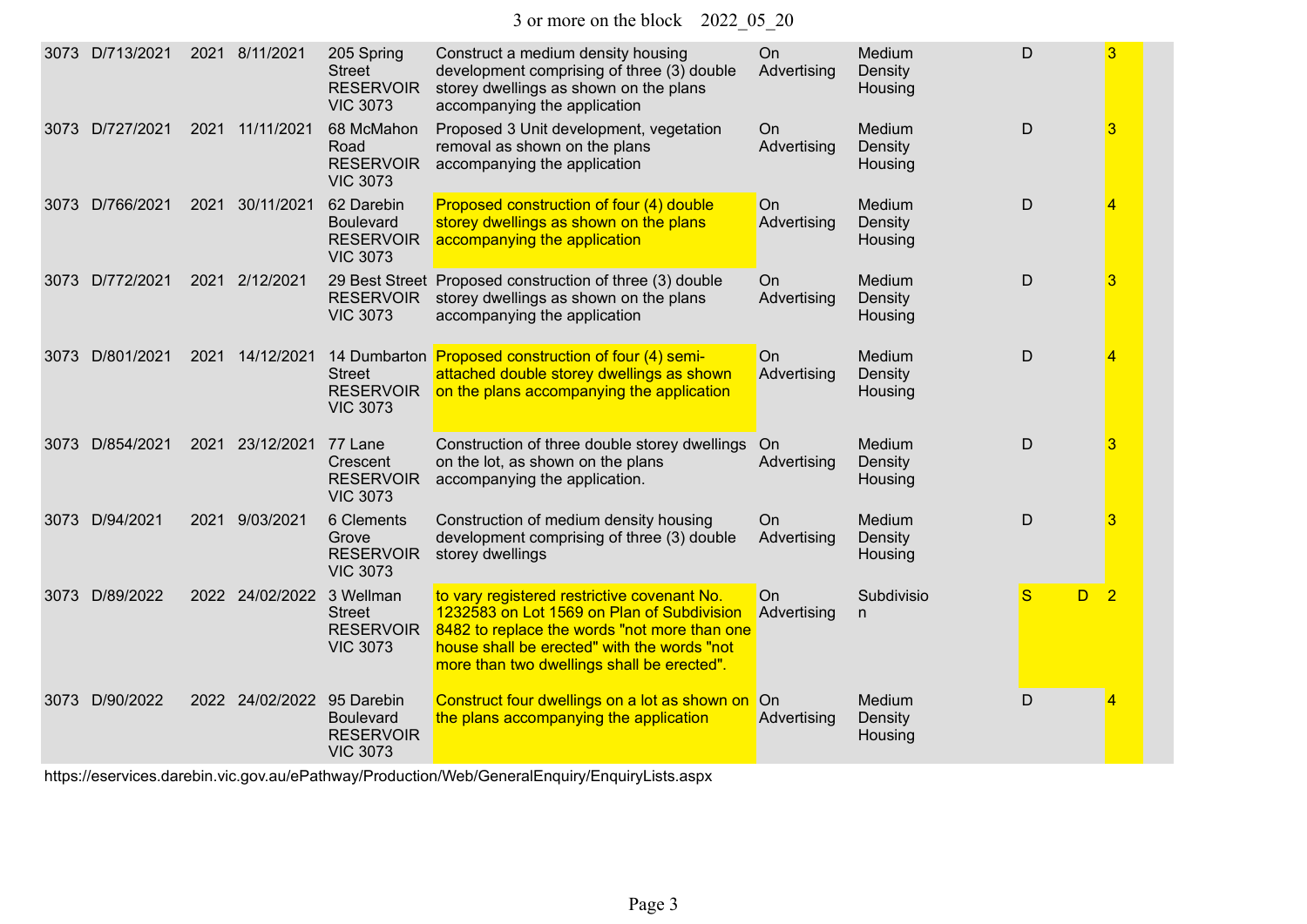3 or more on the block 2022_05_20

| | | | | | | | | | | |
|---|---|---|---|---|---|---|---|---|---|---|
| 3073 | D/713/2021 | 2021 | 8/11/2021 | 205 Spring Street RESERVOIR VIC 3073 | Construct a medium density housing development comprising of three (3) double storey dwellings as shown on the plans accompanying the application | On Advertising | Medium Density Housing | D | | 3 |
| 3073 | D/727/2021 | 2021 | 11/11/2021 | 68 McMahon Road RESERVOIR VIC 3073 | Proposed 3 Unit development, vegetation removal as shown on the plans accompanying the application | On Advertising | Medium Density Housing | D | | 3 |
| 3073 | D/766/2021 | 2021 | 30/11/2021 | 62 Darebin Boulevard RESERVOIR VIC 3073 | Proposed construction of four (4) double storey dwellings as shown on the plans accompanying the application | On Advertising | Medium Density Housing | D | | 4 |
| 3073 | D/772/2021 | 2021 | 2/12/2021 | 29 Best Street RESERVOIR VIC 3073 | Proposed construction of three (3) double storey dwellings as shown on the plans accompanying the application | On Advertising | Medium Density Housing | D | | 3 |
| 3073 | D/801/2021 | 2021 | 14/12/2021 | 14 Dumbarton Street RESERVOIR VIC 3073 | Proposed construction of four (4) semi-attached double storey dwellings as shown on the plans accompanying the application | On Advertising | Medium Density Housing | D | | 4 |
| 3073 | D/854/2021 | 2021 | 23/12/2021 | 77 Lane Crescent RESERVOIR VIC 3073 | Construction of three double storey dwellings on the lot, as shown on the plans accompanying the application. | On Advertising | Medium Density Housing | D | | 3 |
| 3073 | D/94/2021 | 2021 | 9/03/2021 | 6 Clements Grove RESERVOIR VIC 3073 | Construction of medium density housing development comprising of three (3) double storey dwellings | On Advertising | Medium Density Housing | D | | 3 |
| 3073 | D/89/2022 | 2022 | 24/02/2022 | 3 Wellman Street RESERVOIR VIC 3073 | to vary registered restrictive covenant No. 1232583 on Lot 1569 on Plan of Subdivision 8482 to replace the words "not more than one house shall be erected" with the words "not more than two dwellings shall be erected". | On Advertising | Subdivision | S | D | 2 |
| 3073 | D/90/2022 | 2022 | 24/02/2022 | 95 Darebin Boulevard RESERVOIR VIC 3073 | Construct four dwellings on a lot as shown on the plans accompanying the application | On Advertising | Medium Density Housing | D | | 4 |

https://eservices.darebin.vic.gov.au/ePathway/Production/Web/GeneralEnquiry/EnquiryLists.aspx